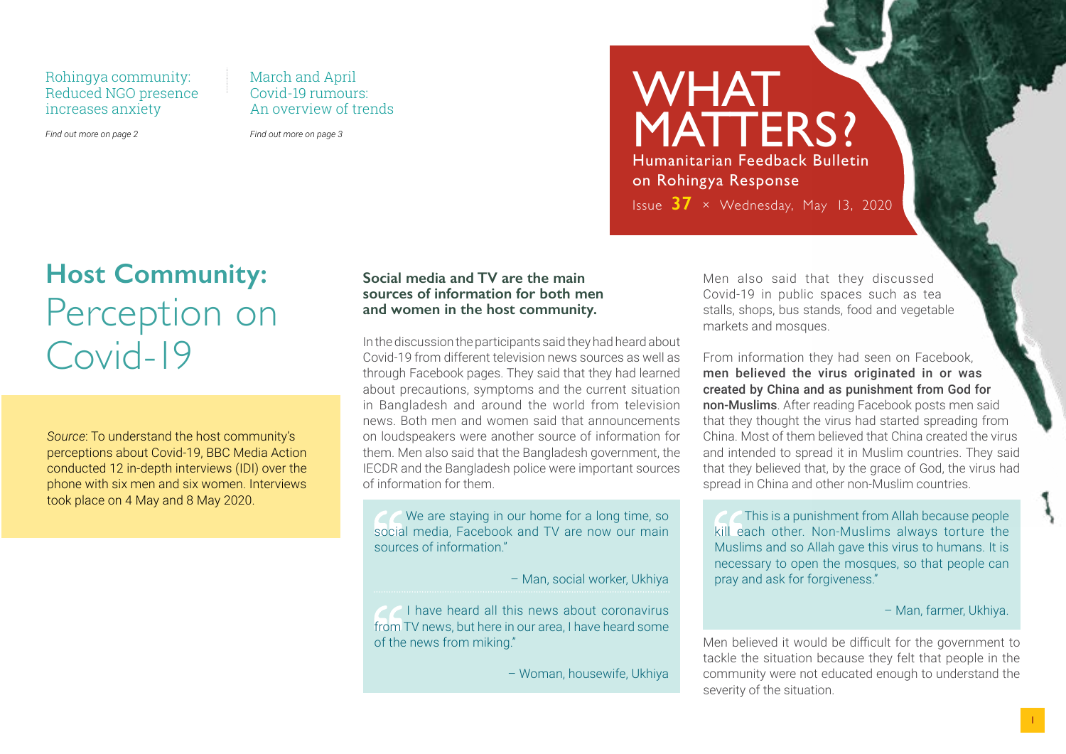Rohingya community: Reduced NGO presence increases anxiety

*Find out more on page 2*

March and April Covid-19 rumours: An overview of trends

*Find out more on page 3*

# WHAT MATTERS?

Humanitarian Feedback Bulletin on Rohingya Response

Issue **37** × Wednesday, May 13, 2020

## **Host Community:** Perception on Covid-19

*Source*: To understand the host community's perceptions about Covid-19, BBC Media Action conducted 12 in-depth interviews (IDI) over the phone with six men and six women. Interviews took place on 4 May and 8 May 2020.

### Social media and TV are the main sources of information for both men and women in the host community.

In the discussion the participants said they had heard about Covid-19 from different television news sources as well as through Facebook pages. They said that they had learned about precautions, symptoms and the current situation in Bangladesh and around the world from television news. Both men and women said that announcements on loudspeakers were another source of information for them. Men also said that the Bangladesh government, the IECDR and the Bangladesh police were important sources of information for them.

> "We are staying in our home for a long time, so social media, Facebook and TV are now our main sources of information."
>
> – Man, social worker, Ukhiya

> "I have heard all this news about coronavirus from TV news, but here in our area, I have heard some of the news from miking."
>
> – Woman, housewife, Ukhiya

Men also said that they discussed Covid-19 in public spaces such as tea stalls, shops, bus stands, food and vegetable markets and mosques.

From information they had seen on Facebook, **men believed the virus originated in or was created by China and as punishment from God for non-Muslims**. After reading Facebook posts men said that they thought the virus had started spreading from China. Most of them believed that China created the virus and intended to spread it in Muslim countries. They said that they believed that, by the grace of God, the virus had spread in China and other non-Muslim countries.

> "This is a punishment from Allah because people kill each other. Non-Muslims always torture the Muslims and so Allah gave this virus to humans. It is necessary to open the mosques, so that people can pray and ask for forgiveness."
>
> – Man, farmer, Ukhiya.

Men believed it would be difficult for the government to tackle the situation because they felt that people in the community were not educated enough to understand the severity of the situation.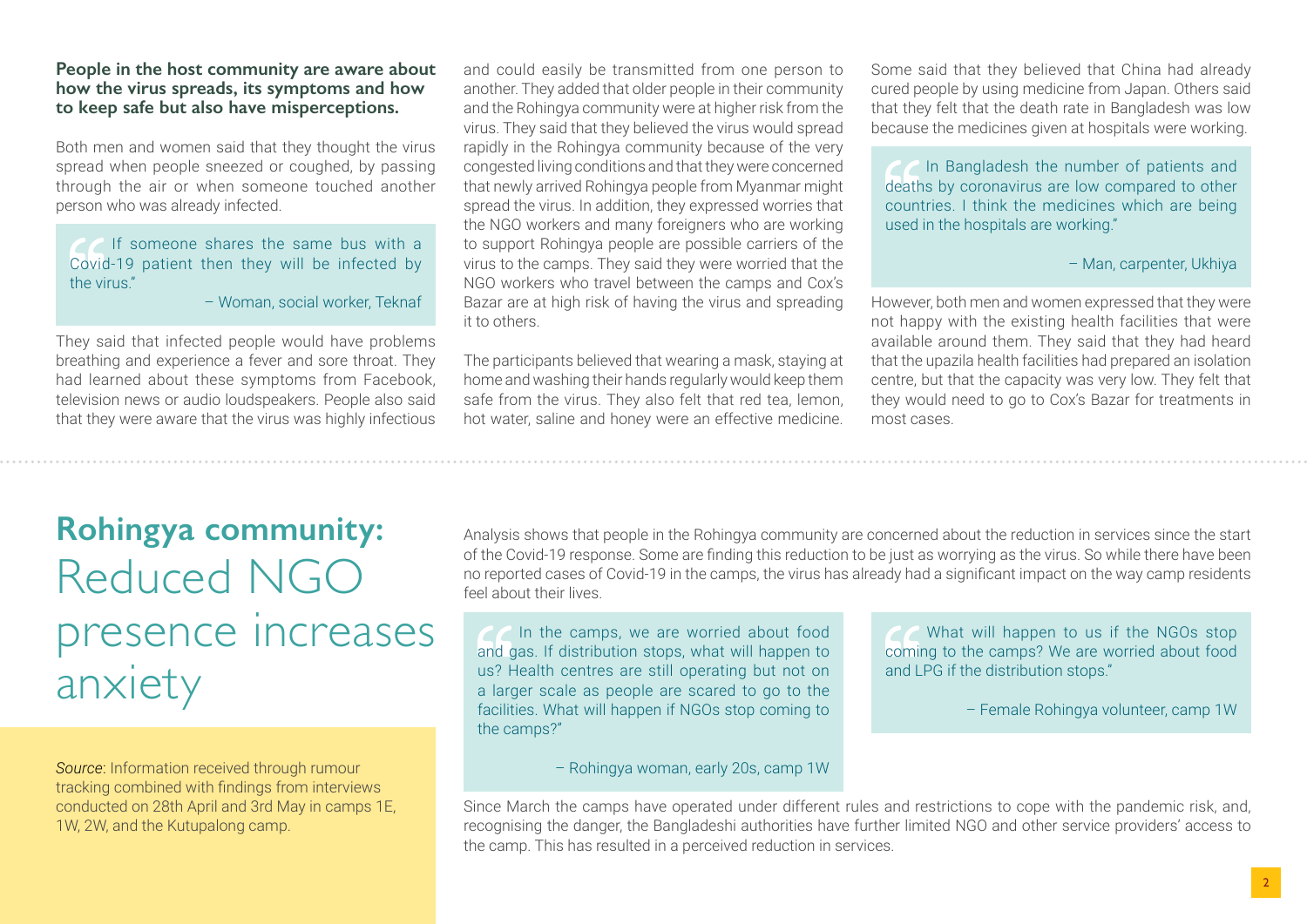**People in the host community are aware about how the virus spreads, its symptoms and how to keep safe but also have misperceptions.**

Both men and women said that they thought the virus spread when people sneezed or coughed, by passing through the air or when someone touched another person who was already infected.

> "If someone shares the same bus with a Covid-19 patient then they will be infected by the virus."
>
> – Woman, social worker, Teknaf

They said that infected people would have problems breathing and experience a fever and sore throat. They had learned about these symptoms from Facebook, television news or audio loudspeakers. People also said that they were aware that the virus was highly infectious and could easily be transmitted from one person to another. They added that older people in their community and the Rohingya community were at higher risk from the virus. They said that they believed the virus would spread rapidly in the Rohingya community because of the very congested living conditions and that they were concerned that newly arrived Rohingya people from Myanmar might spread the virus. In addition, they expressed worries that the NGO workers and many foreigners who are working to support Rohingya people are possible carriers of the virus to the camps. They said they were worried that the NGO workers who travel between the camps and Cox's Bazar are at high risk of having the virus and spreading it to others.

The participants believed that wearing a mask, staying at home and washing their hands regularly would keep them safe from the virus. They also felt that red tea, lemon, hot water, saline and honey were an effective medicine. Some said that they believed that China had already cured people by using medicine from Japan. Others said that they felt that the death rate in Bangladesh was low because the medicines given at hospitals were working.

> "In Bangladesh the number of patients and deaths by coronavirus are low compared to other countries. I think the medicines which are being used in the hospitals are working."
>
> – Man, carpenter, Ukhiya

However, both men and women expressed that they were not happy with the existing health facilities that were available around them. They said that they had heard that the upazila health facilities had prepared an isolation centre, but that the capacity was very low. They felt that they would need to go to Cox's Bazar for treatments in most cases.

## Rohingya community: Reduced NGO presence increases anxiety

*Source*: Information received through rumour tracking combined with findings from interviews conducted on 28th April and 3rd May in camps 1E, 1W, 2W, and the Kutupalong camp.

Analysis shows that people in the Rohingya community are concerned about the reduction in services since the start of the Covid-19 response. Some are finding this reduction to be just as worrying as the virus. So while there have been no reported cases of Covid-19 in the camps, the virus has already had a significant impact on the way camp residents feel about their lives.

> "In the camps, we are worried about food and gas. If distribution stops, what will happen to us? Health centres are still operating but not on a larger scale as people are scared to go to the facilities. What will happen if NGOs stop coming to the camps?"
>
> – Rohingya woman, early 20s, camp 1W

> "What will happen to us if the NGOs stop coming to the camps? We are worried about food and LPG if the distribution stops."
>
> – Female Rohingya volunteer, camp 1W

Since March the camps have operated under different rules and restrictions to cope with the pandemic risk, and, recognising the danger, the Bangladeshi authorities have further limited NGO and other service providers' access to the camp. This has resulted in a perceived reduction in services.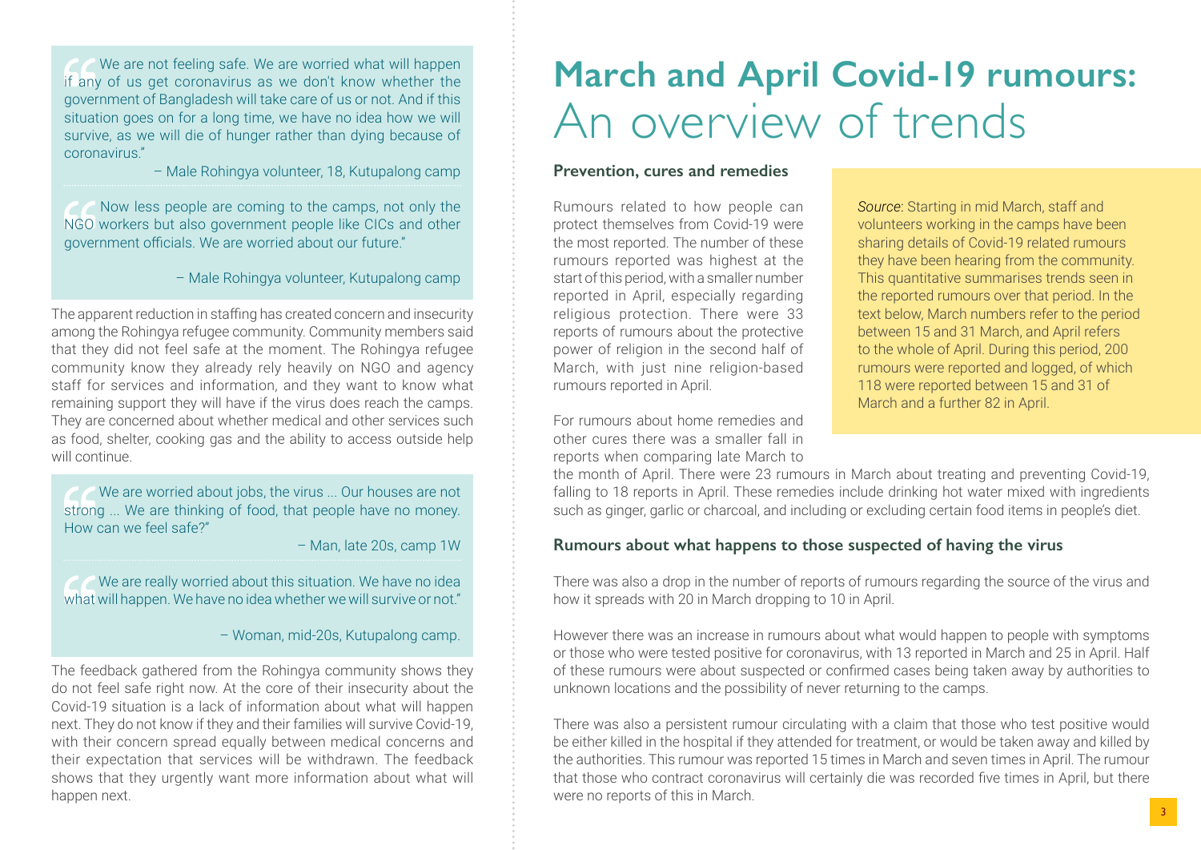> We are not feeling safe. We are worried what will happen if any of us get coronavirus as we don't know whether the government of Bangladesh will take care of us or not. And if this situation goes on for a long time, we have no idea how we will survive, as we will die of hunger rather than dying because of coronavirus."
>
> – Male Rohingya volunteer, 18, Kutupalong camp

> Now less people are coming to the camps, not only the NGO workers but also government people like CICs and other government officials. We are worried about our future."
>
> – Male Rohingya volunteer, Kutupalong camp

The apparent reduction in staffing has created concern and insecurity among the Rohingya refugee community. Community members said that they did not feel safe at the moment. The Rohingya refugee community know they already rely heavily on NGO and agency staff for services and information, and they want to know what remaining support they will have if the virus does reach the camps. They are concerned about whether medical and other services such as food, shelter, cooking gas and the ability to access outside help will continue.

> We are worried about jobs, the virus ... Our houses are not strong ... We are thinking of food, that people have no money. How can we feel safe?"
>
> – Man, late 20s, camp 1W

> We are really worried about this situation. We have no idea what will happen. We have no idea whether we will survive or not."
>
> – Woman, mid-20s, Kutupalong camp.

The feedback gathered from the Rohingya community shows they do not feel safe right now. At the core of their insecurity about the Covid-19 situation is a lack of information about what will happen next. They do not know if they and their families will survive Covid-19, with their concern spread equally between medical concerns and their expectation that services will be withdrawn. The feedback shows that they urgently want more information about what will happen next.

# March and April Covid-19 rumours: An overview of trends

*Source*: Starting in mid March, staff and volunteers working in the camps have been sharing details of Covid-19 related rumours they have been hearing from the community. This quantitative summarises trends seen in the reported rumours over that period. In the text below, March numbers refer to the period between 15 and 31 March, and April refers to the whole of April. During this period, 200 rumours were reported and logged, of which 118 were reported between 15 and 31 of March and a further 82 in April.

### Prevention, cures and remedies

Rumours related to how people can protect themselves from Covid-19 were the most reported. The number of these rumours reported was highest at the start of this period, with a smaller number reported in April, especially regarding religious protection. There were 33 reports of rumours about the protective power of religion in the second half of March, with just nine religion-based rumours reported in April.

For rumours about home remedies and other cures there was a smaller fall in reports when comparing late March to the month of April. There were 23 rumours in March about treating and preventing Covid-19, falling to 18 reports in April. These remedies include drinking hot water mixed with ingredients such as ginger, garlic or charcoal, and including or excluding certain food items in people's diet.

### Rumours about what happens to those suspected of having the virus

There was also a drop in the number of reports of rumours regarding the source of the virus and how it spreads with 20 in March dropping to 10 in April.

However there was an increase in rumours about what would happen to people with symptoms or those who were tested positive for coronavirus, with 13 reported in March and 25 in April. Half of these rumours were about suspected or confirmed cases being taken away by authorities to unknown locations and the possibility of never returning to the camps.

There was also a persistent rumour circulating with a claim that those who test positive would be either killed in the hospital if they attended for treatment, or would be taken away and killed by the authorities. This rumour was reported 15 times in March and seven times in April. The rumour that those who contract coronavirus will certainly die was recorded five times in April, but there were no reports of this in March.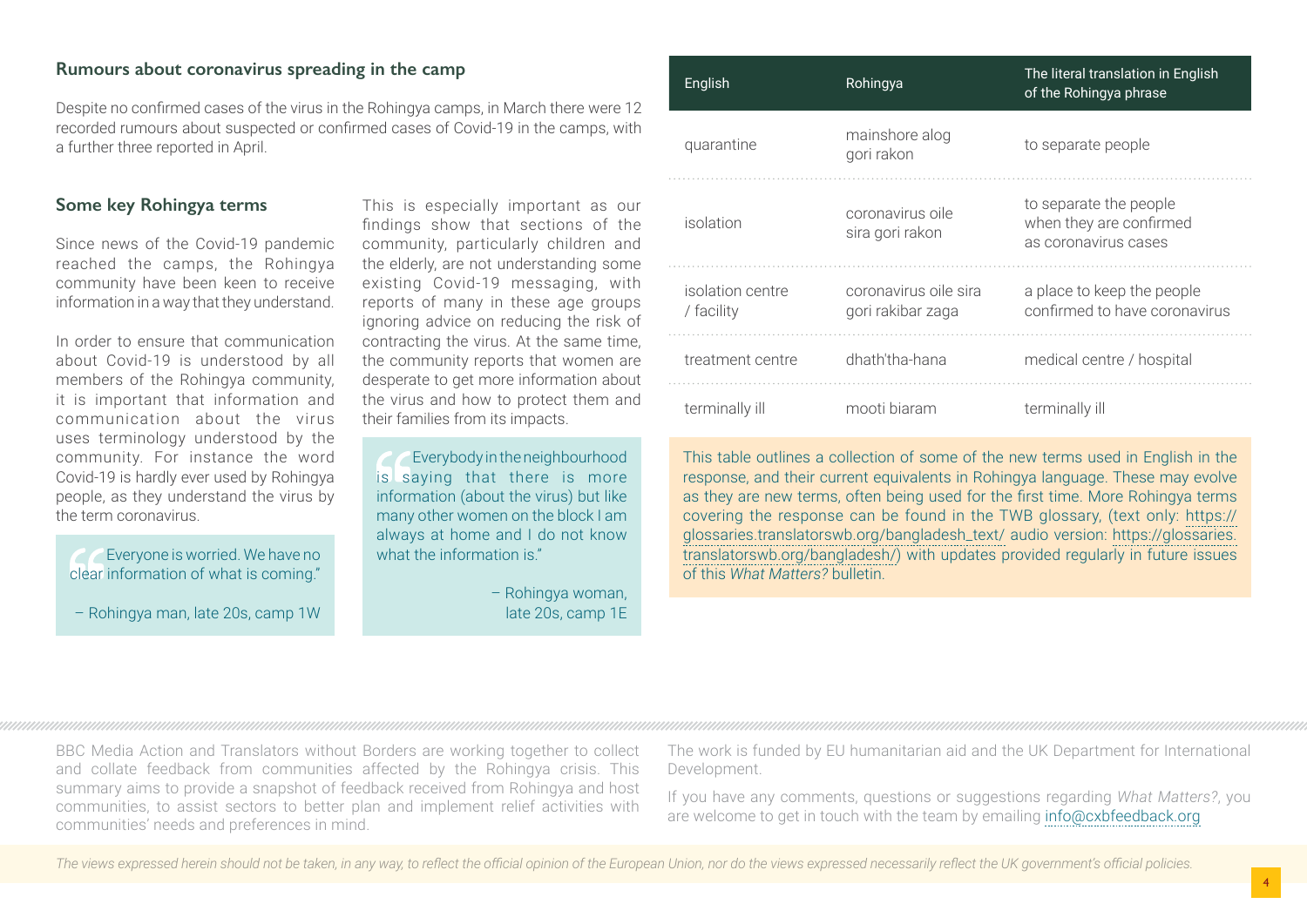### Rumours about coronavirus spreading in the camp

Despite no confirmed cases of the virus in the Rohingya camps, in March there were 12 recorded rumours about suspected or confirmed cases of Covid-19 in the camps, with a further three reported in April.

### Some key Rohingya terms

Since news of the Covid-19 pandemic reached the camps, the Rohingya community have been keen to receive information in a way that they understand.

In order to ensure that communication about Covid-19 is understood by all members of the Rohingya community, it is important that information and communication about the virus uses terminology understood by the community. For instance the word Covid-19 is hardly ever used by Rohingya people, as they understand the virus by the term coronavirus.

> "Everyone is worried. We have no clear information of what is coming."
>
> – Rohingya man, late 20s, camp 1W

This is especially important as our findings show that sections of the community, particularly children and the elderly, are not understanding some existing Covid-19 messaging, with reports of many in these age groups ignoring advice on reducing the risk of contracting the virus. At the same time, the community reports that women are desperate to get more information about the virus and how to protect them and their families from its impacts.

> "Everybody in the neighbourhood is saying that there is more information (about the virus) but like many other women on the block I am always at home and I do not know what the information is."
>
> – Rohingya woman, late 20s, camp 1E

| English | Rohingya | The literal translation in English of the Rohingya phrase |
|---|---|---|
| quarantine | mainshore alog gori rakon | to separate people |
| isolation | coronavirus oile sira gori rakon | to separate the people when they are confirmed as coronavirus cases |
| isolation centre / facility | coronavirus oile sira gori rakibar zaga | a place to keep the people confirmed to have coronavirus |
| treatment centre | dhath'tha-hana | medical centre / hospital |
| terminally ill | mooti biaram | terminally ill |

This table outlines a collection of some of the new terms used in English in the response, and their current equivalents in Rohingya language. These may evolve as they are new terms, often being used for the first time. More Rohingya terms covering the response can be found in the TWB glossary, (text only: https://glossaries.translatorswb.org/bangladesh_text/ audio version: https://glossaries.translatorswb.org/bangladesh/) with updates provided regularly in future issues of this *What Matters?* bulletin.

---

BBC Media Action and Translators without Borders are working together to collect and collate feedback from communities affected by the Rohingya crisis. This summary aims to provide a snapshot of feedback received from Rohingya and host communities, to assist sectors to better plan and implement relief activities with communities' needs and preferences in mind.

The work is funded by EU humanitarian aid and the UK Department for International Development.

If you have any comments, questions or suggestions regarding *What Matters?*, you are welcome to get in touch with the team by emailing info@cxbfeedback.org

*The views expressed herein should not be taken, in any way, to reflect the official opinion of the European Union, nor do the views expressed necessarily reflect the UK government's official policies.*